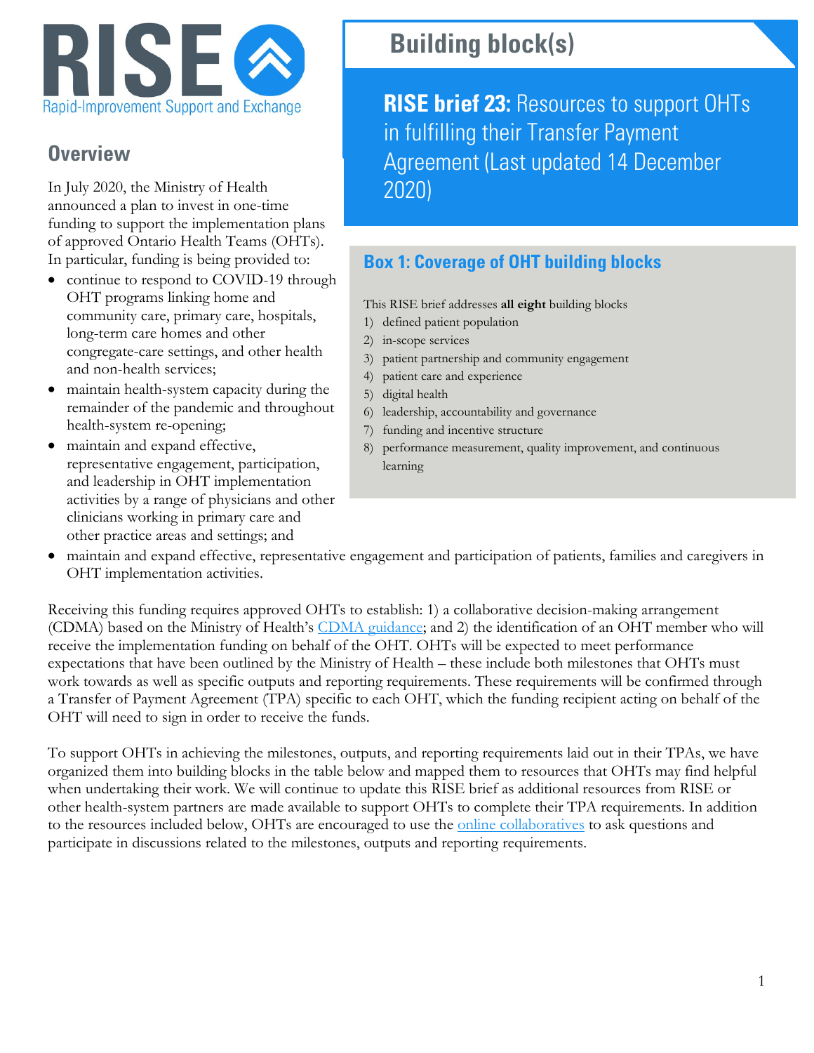# RISE

Rapid-Improvement Support and Exchange

## Building block(s)

**RISE brief 23:** Resources to support OHTs in fulfilling their Transfer Payment Agreement (Last updated 14 December 2020)

### Box 1: Coverage of OHT building blocks

This RISE brief addresses **all eight** building blocks

1) defined patient population
2) in-scope services
3) patient partnership and community engagement
4) patient care and experience
5) digital health
6) leadership, accountability and governance
7) funding and incentive structure
8) performance measurement, quality improvement, and continuous learning

## Overview

In July 2020, the Ministry of Health announced a plan to invest in one-time funding to support the implementation plans of approved Ontario Health Teams (OHTs). In particular, funding is being provided to:

- continue to respond to COVID-19 through OHT programs linking home and community care, primary care, hospitals, long-term care homes and other congregate-care settings, and other health and non-health services;
- maintain health-system capacity during the remainder of the pandemic and throughout health-system re-opening;
- maintain and expand effective, representative engagement, participation, and leadership in OHT implementation activities by a range of physicians and other clinicians working in primary care and other practice areas and settings; and
- maintain and expand effective, representative engagement and participation of patients, families and caregivers in OHT implementation activities.

Receiving this funding requires approved OHTs to establish: 1) a collaborative decision-making arrangement (CDMA) based on the Ministry of Health's [CDMA guidance](); and 2) the identification of an OHT member who will receive the implementation funding on behalf of the OHT. OHTs will be expected to meet performance expectations that have been outlined by the Ministry of Health – these include both milestones that OHTs must work towards as well as specific outputs and reporting requirements. These requirements will be confirmed through a Transfer of Payment Agreement (TPA) specific to each OHT, which the funding recipient acting on behalf of the OHT will need to sign in order to receive the funds.

To support OHTs in achieving the milestones, outputs, and reporting requirements laid out in their TPAs, we have organized them into building blocks in the table below and mapped them to resources that OHTs may find helpful when undertaking their work. We will continue to update this RISE brief as additional resources from RISE or other health-system partners are made available to support OHTs to complete their TPA requirements. In addition to the resources included below, OHTs are encouraged to use the [online collaboratives]() to ask questions and participate in discussions related to the milestones, outputs and reporting requirements.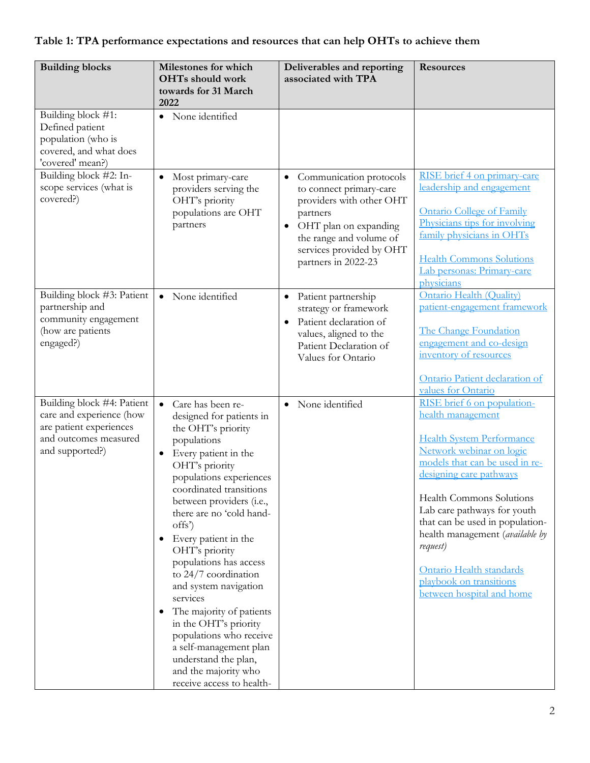**Table 1: TPA performance expectations and resources that can help OHTs to achieve them**

| Building blocks | Milestones for which OHTs should work towards for 31 March 2022 | Deliverables and reporting associated with TPA | Resources |
|---|---|---|---|
| Building block #1: Defined patient population (who is covered, and what does 'covered' mean?) | • None identified | | |
| Building block #2: In-scope services (what is covered?) | • Most primary-care providers serving the OHT's priority populations are OHT partners | • Communication protocols to connect primary-care providers with other OHT partners<br>• OHT plan on expanding the range and volume of services provided by OHT partners in 2022-23 | RISE brief 4 on primary-care leadership and engagement<br><br>Ontario College of Family Physicians tips for involving family physicians in OHTs<br><br>Health Commons Solutions Lab personas: Primary-care physicians |
| Building block #3: Patient partnership and community engagement (how are patients engaged?) | • None identified | • Patient partnership strategy or framework<br>• Patient declaration of values, aligned to the Patient Declaration of Values for Ontario | Ontario Health (Quality) patient-engagement framework<br><br>The Change Foundation engagement and co-design inventory of resources<br><br>Ontario Patient declaration of values for Ontario |
| Building block #4: Patient care and experience (how are patient experiences and outcomes measured and supported?) | • Care has been re-designed for patients in the OHT's priority populations<br>• Every patient in the OHT's priority populations experiences coordinated transitions between providers (i.e., there are no 'cold hand-offs')<br>• Every patient in the OHT's priority populations has access to 24/7 coordination and system navigation services<br>• The majority of patients in the OHT's priority populations who receive a self-management plan understand the plan, and the majority who receive access to health- | • None identified | RISE brief 6 on population-health management<br><br>Health System Performance Network webinar on logic models that can be used in re-designing care pathways<br><br>Health Commons Solutions Lab care pathways for youth that can be used in population-health management (*available by request)*<br><br>Ontario Health standards playbook on transitions between hospital and home |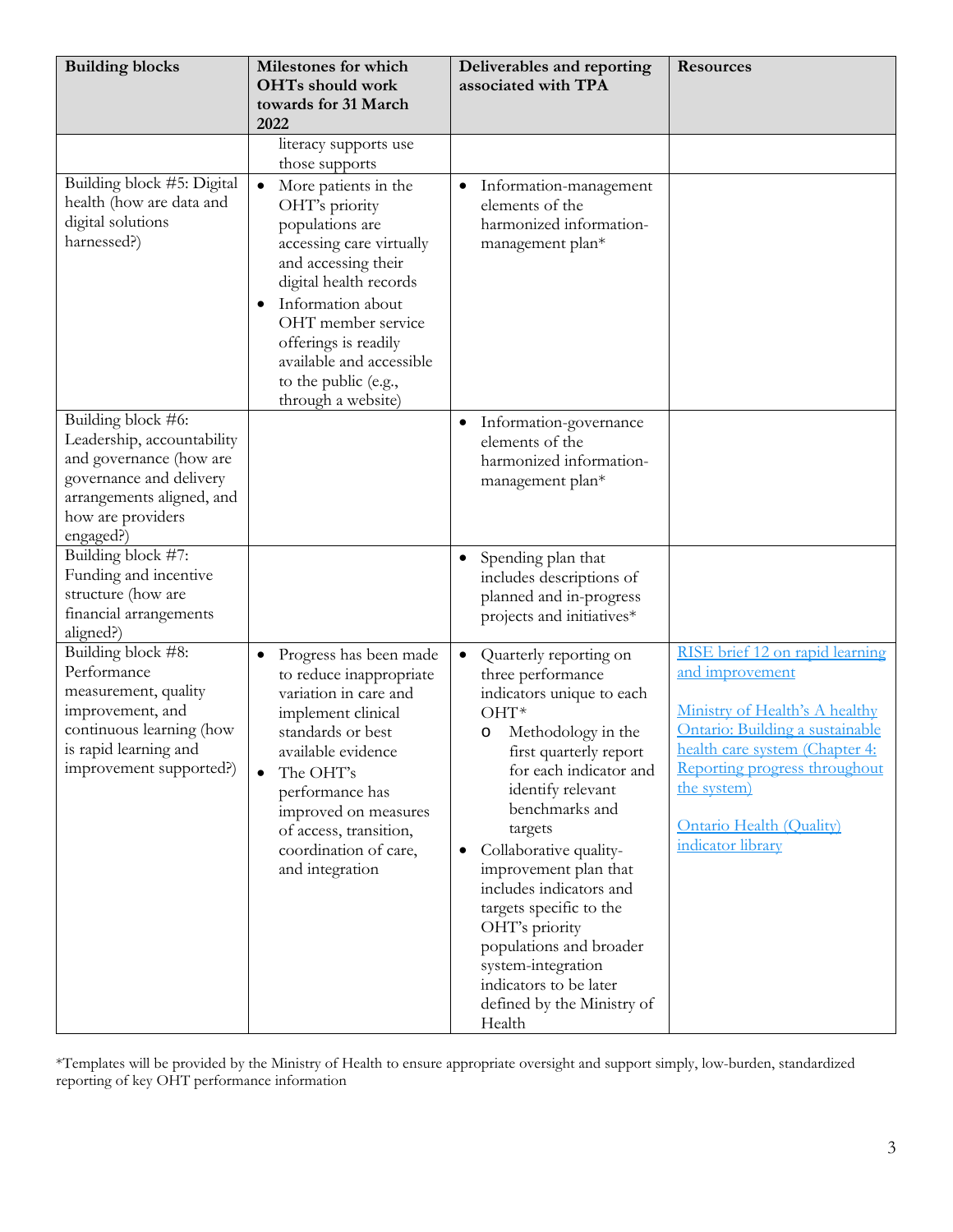| Building blocks | Milestones for which OHTs should work towards for 31 March 2022 | Deliverables and reporting associated with TPA | Resources |
|---|---|---|---|
| | literacy supports use those supports | | |
| Building block #5: Digital health (how are data and digital solutions harnessed?) | • More patients in the OHT's priority populations are accessing care virtually and accessing their digital health records<br>• Information about OHT member service offerings is readily available and accessible to the public (e.g., through a website) | • Information-management elements of the harmonized information-management plan* | |
| Building block #6: Leadership, accountability and governance (how are governance and delivery arrangements aligned, and how are providers engaged?) | | • Information-governance elements of the harmonized information-management plan* | |
| Building block #7: Funding and incentive structure (how are financial arrangements aligned?) | | • Spending plan that includes descriptions of planned and in-progress projects and initiatives* | |
| Building block #8: Performance measurement, quality improvement, and continuous learning (how is rapid learning and improvement supported?) | • Progress has been made to reduce inappropriate variation in care and implement clinical standards or best available evidence<br>• The OHT's performance has improved on measures of access, transition, coordination of care, and integration | • Quarterly reporting on three performance indicators unique to each OHT*<br>  o Methodology in the first quarterly report for each indicator and identify relevant benchmarks and targets<br>• Collaborative quality-improvement plan that includes indicators and targets specific to the OHT's priority populations and broader system-integration indicators to be later defined by the Ministry of Health | RISE brief 12 on rapid learning and improvement<br><br>Ministry of Health's A healthy Ontario: Building a sustainable health care system (Chapter 4: Reporting progress throughout the system)<br><br>Ontario Health (Quality) indicator library |

*Templates will be provided by the Ministry of Health to ensure appropriate oversight and support simply, low-burden, standardized reporting of key OHT performance information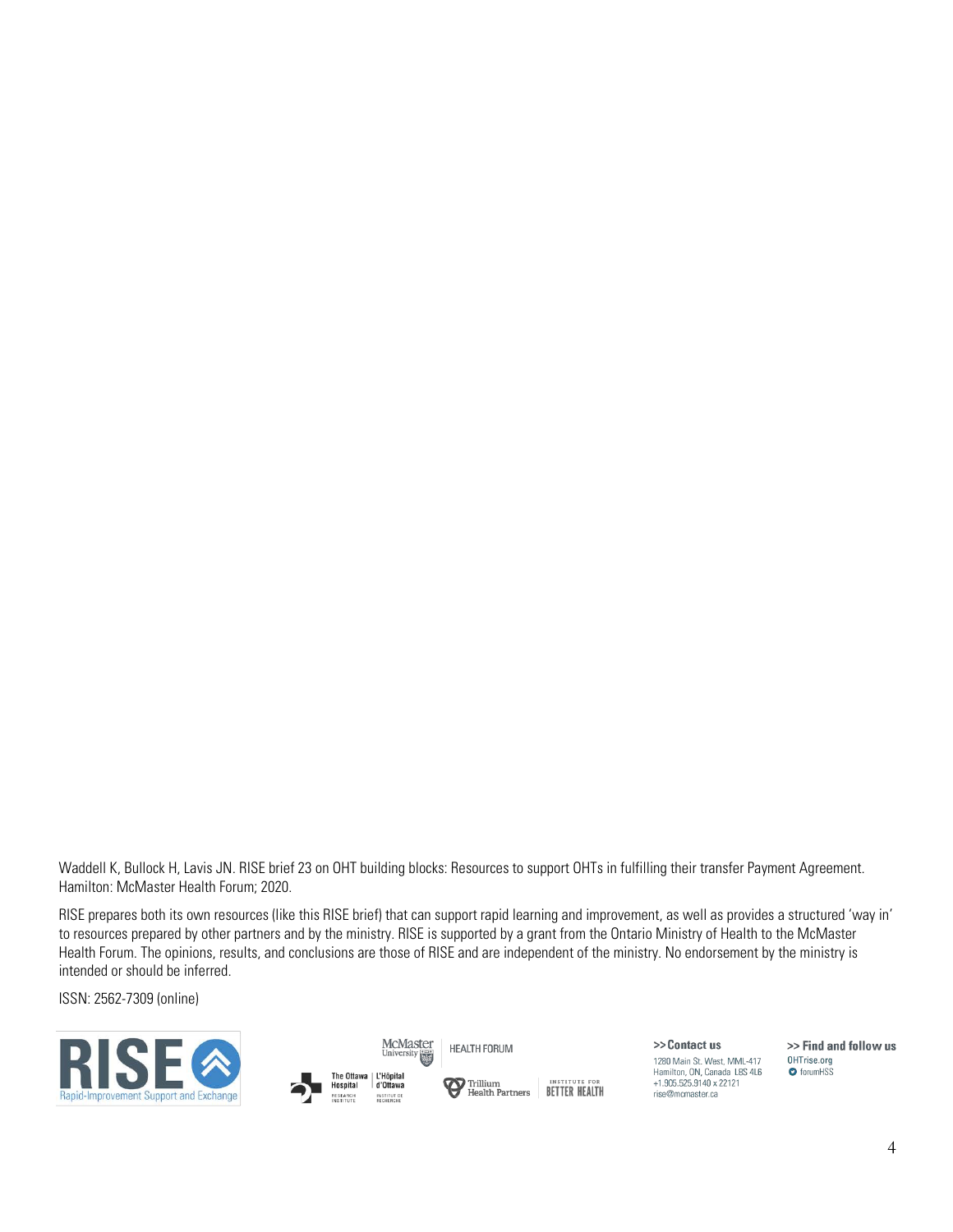Waddell K, Bullock H, Lavis JN. RISE brief 23 on OHT building blocks: Resources to support OHTs in fulfilling their transfer Payment Agreement. Hamilton: McMaster Health Forum; 2020.

RISE prepares both its own resources (like this RISE brief) that can support rapid learning and improvement, as well as provides a structured 'way in' to resources prepared by other partners and by the ministry. RISE is supported by a grant from the Ontario Ministry of Health to the McMaster Health Forum. The opinions, results, and conclusions are those of RISE and are independent of the ministry. No endorsement by the ministry is intended or should be inferred.

ISSN: 2562-7309 (online)

RISE Rapid-Improvement Support and Exchange

McMaster University HEALTH FORUM

The Ottawa Hospital Research Institute | L'Hôpital d'Ottawa Institut de recherche

Trillium Health Partners

Institute for Better Health

**>> Contact us**

1280 Main St. West, MML-417
Hamilton, ON, Canada L8S 4L6
+1.905.525.9140 x 22121
rise@mcmaster.ca

**>> Find and follow us**

OHTrise.org
forumHSS